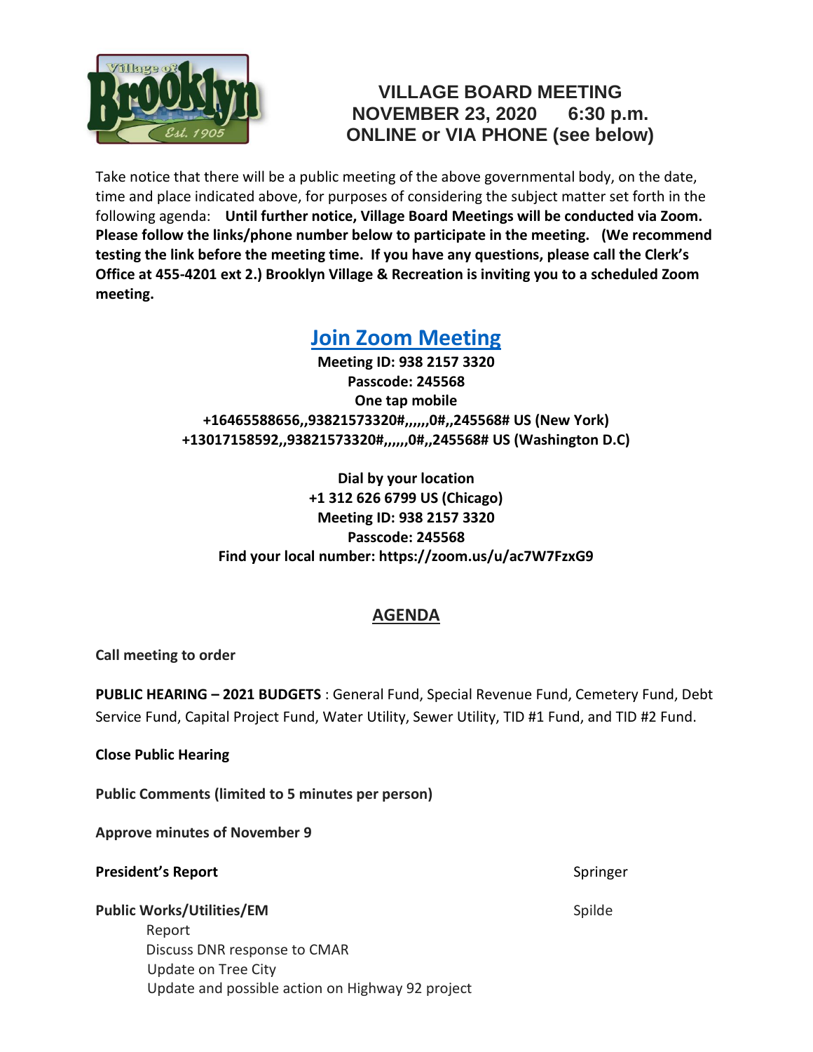# VILLAGE BOARD MEETING
## NOVEMBER 23, 2020 6:30 p.m.
## ONLINE or VIA PHONE (see below)

Take notice that there will be a public meeting of the above governmental body, on the date, time and place indicated above, for purposes of considering the subject matter set forth in the following agenda: **Until further notice, Village Board Meetings will be conducted via Zoom. Please follow the links/phone number below to participate in the meeting. (We recommend testing the link before the meeting time. If you have any questions, please call the Clerk's Office at 455-4201 ext 2.) Brooklyn Village & Recreation is inviting you to a scheduled Zoom meeting.**

## Join Zoom Meeting

**Meeting ID: 938 2157 3320**
**Passcode: 245568**
**One tap mobile**
**+16465588656,,93821573320#,,,,,,0#,,245568# US (New York)**
**+13017158592,,93821573320#,,,,,,0#,,245568# US (Washington D.C)**

**Dial by your location**
**+1 312 626 6799 US (Chicago)**
**Meeting ID: 938 2157 3320**
**Passcode: 245568**
**Find your local number: https://zoom.us/u/ac7W7FzxG9**

## AGENDA

**Call meeting to order**

**PUBLIC HEARING – 2021 BUDGETS** : General Fund, Special Revenue Fund, Cemetery Fund, Debt Service Fund, Capital Project Fund, Water Utility, Sewer Utility, TID #1 Fund, and TID #2 Fund.

**Close Public Hearing**

**Public Comments (limited to 5 minutes per person)**

**Approve minutes of November 9**

**President's Report** — Springer

**Public Works/Utilities/EM** — Spilde

- Report
- Discuss DNR response to CMAR
- Update on Tree City
- Update and possible action on Highway 92 project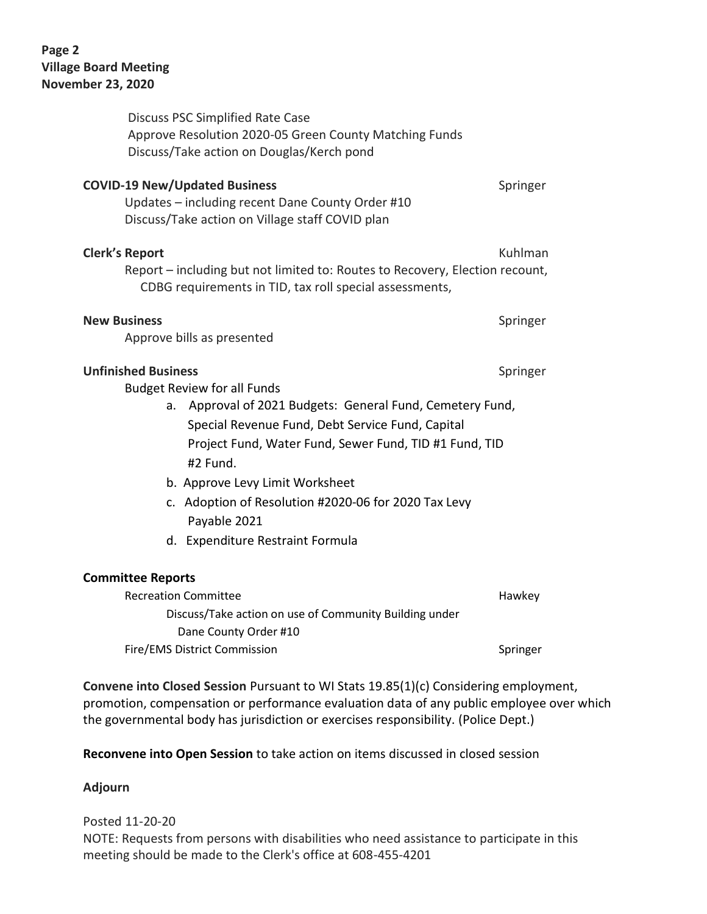Discuss PSC Simplified Rate Case
Approve Resolution 2020-05 Green County Matching Funds
Discuss/Take action on Douglas/Kerch pond

**COVID-19 New/Updated Business** — Springer

Updates – including recent Dane County Order #10
Discuss/Take action on Village staff COVID plan

**Clerk's Report** — Kuhlman

Report – including but not limited to: Routes to Recovery, Election recount, CDBG requirements in TID, tax roll special assessments,

**New Business** — Springer

Approve bills as presented

**Unfinished Business** — Springer

Budget Review for all Funds

a. Approval of 2021 Budgets: General Fund, Cemetery Fund, Special Revenue Fund, Debt Service Fund, Capital Project Fund, Water Fund, Sewer Fund, TID #1 Fund, TID #2 Fund.
b. Approve Levy Limit Worksheet
c. Adoption of Resolution #2020-06 for 2020 Tax Levy Payable 2021
d. Expenditure Restraint Formula

**Committee Reports**

Recreation Committee — Hawkey

Discuss/Take action on use of Community Building under Dane County Order #10

Fire/EMS District Commission — Springer

**Convene into Closed Session** Pursuant to WI Stats 19.85(1)(c) Considering employment, promotion, compensation or performance evaluation data of any public employee over which the governmental body has jurisdiction or exercises responsibility. (Police Dept.)

**Reconvene into Open Session** to take action on items discussed in closed session

**Adjourn**

Posted 11-20-20
NOTE: Requests from persons with disabilities who need assistance to participate in this meeting should be made to the Clerk's office at 608-455-4201